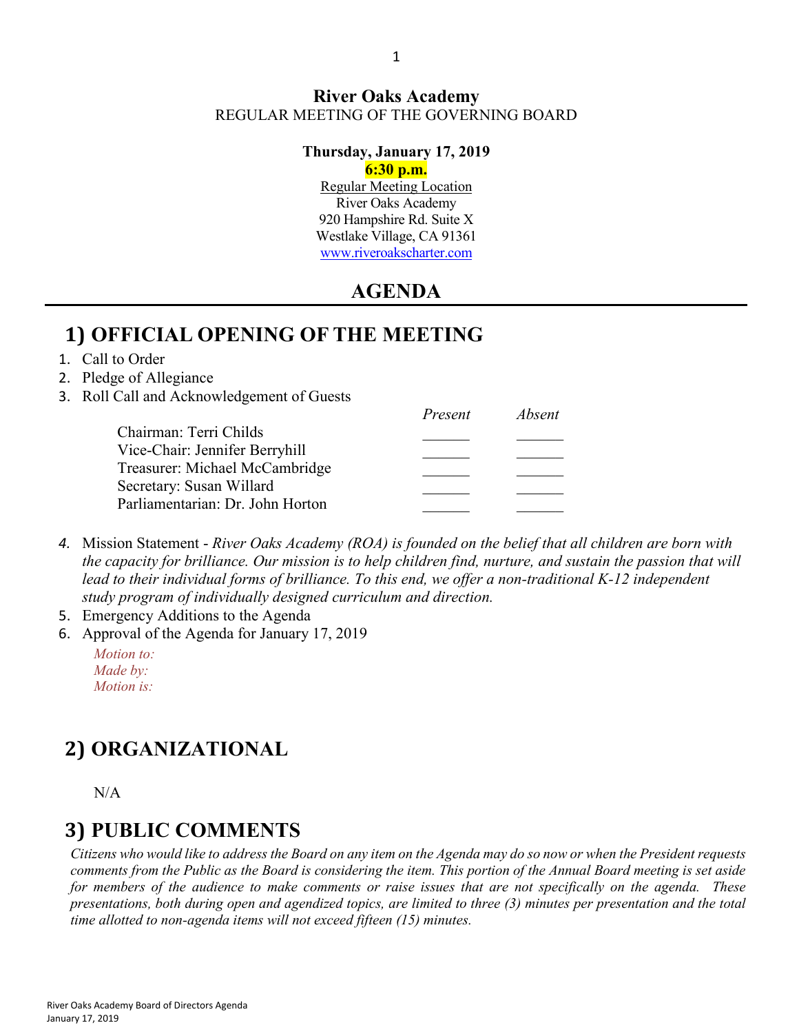**River Oaks Academy**
REGULAR MEETING OF THE GOVERNING BOARD

**Thursday, January 17, 2019**
**6:30 p.m.**

Regular Meeting Location
River Oaks Academy
920 Hampshire Rd. Suite X
Westlake Village, CA 91361
www.riveroakscharter.com

# AGENDA

## 1) OFFICIAL OPENING OF THE MEETING

1. Call to Order
2. Pledge of Allegiance
3. Roll Call and Acknowledgement of Guests

| | *Present* | *Absent* |
|---|---|---|
| Chairman: Terri Childs | ______ | ______ |
| Vice-Chair: Jennifer Berryhill | ______ | ______ |
| Treasurer: Michael McCambridge | ______ | ______ |
| Secretary: Susan Willard | ______ | ______ |
| Parliamentarian: Dr. John Horton | ______ | ______ |

4. Mission Statement - *River Oaks Academy (ROA) is founded on the belief that all children are born with the capacity for brilliance. Our mission is to help children find, nurture, and sustain the passion that will lead to their individual forms of brilliance. To this end, we offer a non-traditional K-12 independent study program of individually designed curriculum and direction.*
5. Emergency Additions to the Agenda
6. Approval of the Agenda for January 17, 2019

   *Motion to:*
   *Made by:*
   *Motion is:*

## 2) ORGANIZATIONAL

N/A

## 3) PUBLIC COMMENTS

*Citizens who would like to address the Board on any item on the Agenda may do so now or when the President requests comments from the Public as the Board is considering the item. This portion of the Annual Board meeting is set aside for members of the audience to make comments or raise issues that are not specifically on the agenda. These presentations, both during open and agendized topics, are limited to three (3) minutes per presentation and the total time allotted to non-agenda items will not exceed fifteen (15) minutes.*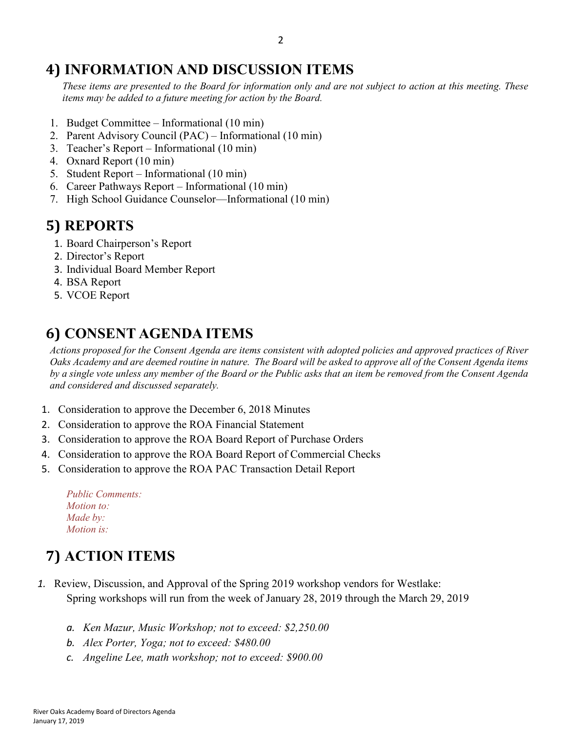## 4) INFORMATION AND DISCUSSION ITEMS

*These items are presented to the Board for information only and are not subject to action at this meeting. These items may be added to a future meeting for action by the Board.*

1. Budget Committee – Informational (10 min)
2. Parent Advisory Council (PAC) – Informational (10 min)
3. Teacher's Report – Informational (10 min)
4. Oxnard Report (10 min)
5. Student Report – Informational (10 min)
6. Career Pathways Report – Informational (10 min)
7. High School Guidance Counselor—Informational (10 min)

## 5) REPORTS

1. Board Chairperson's Report
2. Director's Report
3. Individual Board Member Report
4. BSA Report
5. VCOE Report

## 6) CONSENT AGENDA ITEMS

*Actions proposed for the Consent Agenda are items consistent with adopted policies and approved practices of River Oaks Academy and are deemed routine in nature. The Board will be asked to approve all of the Consent Agenda items by a single vote unless any member of the Board or the Public asks that an item be removed from the Consent Agenda and considered and discussed separately.*

1. Consideration to approve the December 6, 2018 Minutes
2. Consideration to approve the ROA Financial Statement
3. Consideration to approve the ROA Board Report of Purchase Orders
4. Consideration to approve the ROA Board Report of Commercial Checks
5. Consideration to approve the ROA PAC Transaction Detail Report

*Public Comments:*
*Motion to:*
*Made by:*
*Motion is:*

## 7) ACTION ITEMS

1. Review, Discussion, and Approval of the Spring 2019 workshop vendors for Westlake:
   Spring workshops will run from the week of January 28, 2019 through the March 29, 2019

   a. *Ken Mazur, Music Workshop; not to exceed: $2,250.00*
   b. *Alex Porter, Yoga; not to exceed: $480.00*
   c. *Angeline Lee, math workshop; not to exceed: $900.00*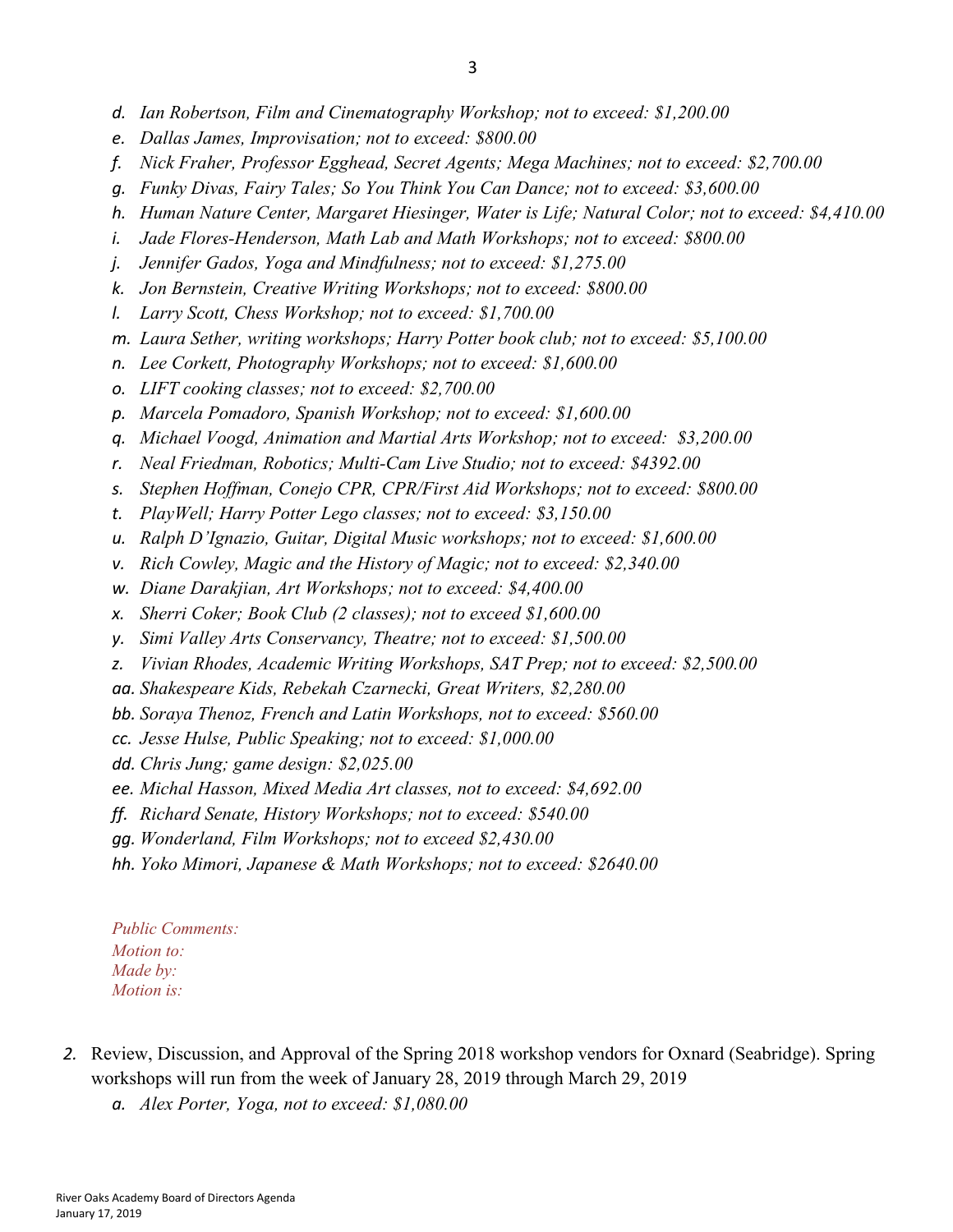- d. *Ian Robertson, Film and Cinematography Workshop; not to exceed: $1,200.00*
- e. *Dallas James, Improvisation; not to exceed: $800.00*
- f. *Nick Fraher, Professor Egghead, Secret Agents; Mega Machines; not to exceed: $2,700.00*
- g. *Funky Divas, Fairy Tales; So You Think You Can Dance; not to exceed: $3,600.00*
- h. *Human Nature Center, Margaret Hiesinger, Water is Life; Natural Color; not to exceed: $4,410.00*
- i. *Jade Flores-Henderson, Math Lab and Math Workshops; not to exceed: $800.00*
- j. *Jennifer Gados, Yoga and Mindfulness; not to exceed: $1,275.00*
- k. *Jon Bernstein, Creative Writing Workshops; not to exceed: $800.00*
- l. *Larry Scott, Chess Workshop; not to exceed: $1,700.00*
- m. *Laura Sether, writing workshops; Harry Potter book club; not to exceed: $5,100.00*
- n. *Lee Corkett, Photography Workshops; not to exceed: $1,600.00*
- o. *LIFT cooking classes; not to exceed: $2,700.00*
- p. *Marcela Pomadoro, Spanish Workshop; not to exceed: $1,600.00*
- q. *Michael Voogd, Animation and Martial Arts Workshop; not to exceed:  $3,200.00*
- r. *Neal Friedman, Robotics; Multi-Cam Live Studio; not to exceed: $4392.00*
- s. *Stephen Hoffman, Conejo CPR, CPR/First Aid Workshops; not to exceed: $800.00*
- t. *PlayWell; Harry Potter Lego classes; not to exceed: $3,150.00*
- u. *Ralph D'Ignazio, Guitar, Digital Music workshops; not to exceed: $1,600.00*
- v. *Rich Cowley, Magic and the History of Magic; not to exceed: $2,340.00*
- w. *Diane Darakjian, Art Workshops; not to exceed: $4,400.00*
- x. *Sherri Coker; Book Club (2 classes); not to exceed $1,600.00*
- y. *Simi Valley Arts Conservancy, Theatre; not to exceed: $1,500.00*
- z. *Vivian Rhodes, Academic Writing Workshops, SAT Prep; not to exceed: $2,500.00*
- aa. *Shakespeare Kids, Rebekah Czarnecki, Great Writers, $2,280.00*
- bb. *Soraya Thenoz, French and Latin Workshops, not to exceed: $560.00*
- cc. *Jesse Hulse, Public Speaking; not to exceed: $1,000.00*
- dd. *Chris Jung; game design: $2,025.00*
- ee. *Michal Hasson, Mixed Media Art classes, not to exceed: $4,692.00*
- ff. *Richard Senate, History Workshops; not to exceed: $540.00*
- gg. *Wonderland, Film Workshops; not to exceed $2,430.00*
- hh. *Yoko Mimori, Japanese & Math Workshops; not to exceed: $2640.00*

*Public Comments:*
*Motion to:*
*Made by:*
*Motion is:*

2. Review, Discussion, and Approval of the Spring 2018 workshop vendors for Oxnard (Seabridge). Spring workshops will run from the week of January 28, 2019 through March 29, 2019
   - a. *Alex Porter, Yoga, not to exceed: $1,080.00*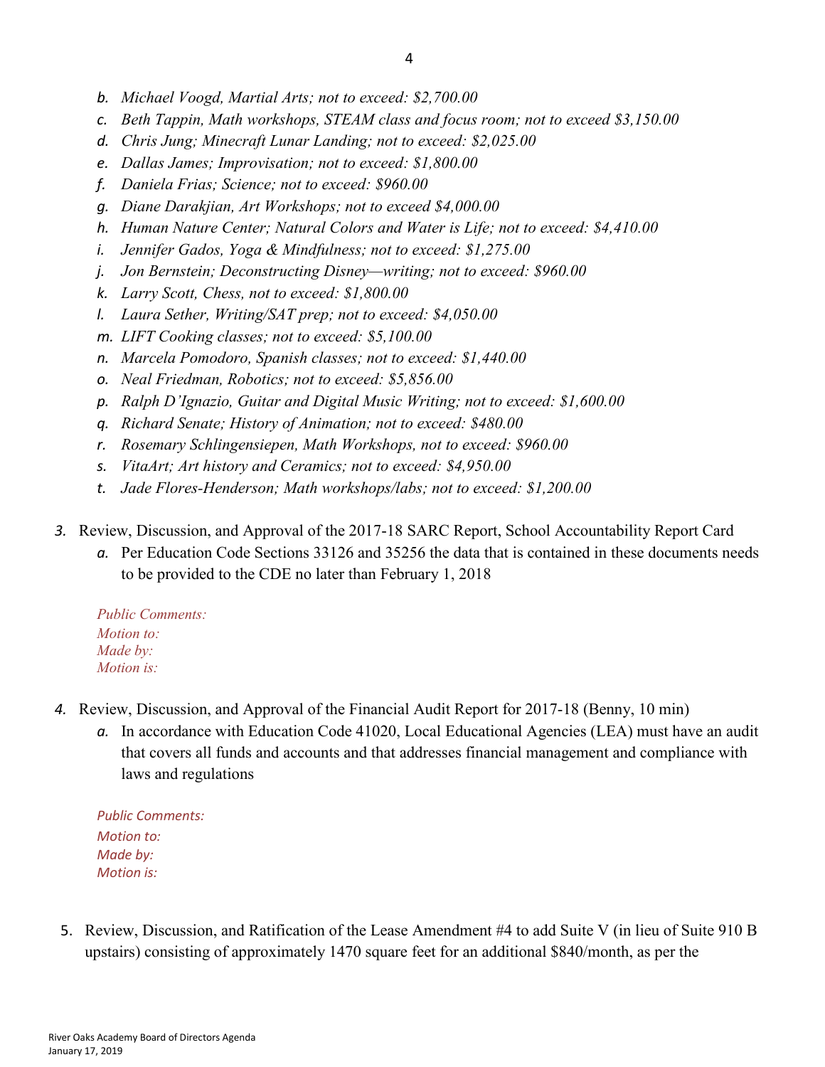b. *Michael Voogd, Martial Arts; not to exceed: $2,700.00*
c. *Beth Tappin, Math workshops, STEAM class and focus room; not to exceed $3,150.00*
d. *Chris Jung; Minecraft Lunar Landing; not to exceed: $2,025.00*
e. *Dallas James; Improvisation; not to exceed: $1,800.00*
f. *Daniela Frias; Science; not to exceed: $960.00*
g. *Diane Darakjian, Art Workshops; not to exceed $4,000.00*
h. *Human Nature Center; Natural Colors and Water is Life; not to exceed: $4,410.00*
i. *Jennifer Gados, Yoga & Mindfulness; not to exceed: $1,275.00*
j. *Jon Bernstein; Deconstructing Disney—writing; not to exceed: $960.00*
k. *Larry Scott, Chess, not to exceed: $1,800.00*
l. *Laura Sether, Writing/SAT prep; not to exceed: $4,050.00*
m. *LIFT Cooking classes; not to exceed: $5,100.00*
n. *Marcela Pomodoro, Spanish classes; not to exceed: $1,440.00*
o. *Neal Friedman, Robotics; not to exceed: $5,856.00*
p. *Ralph D'Ignazio, Guitar and Digital Music Writing; not to exceed: $1,600.00*
q. *Richard Senate; History of Animation; not to exceed: $480.00*
r. *Rosemary Schlingensiepen, Math Workshops, not to exceed: $960.00*
s. *VitaArt; Art history and Ceramics; not to exceed: $4,950.00*
t. *Jade Flores-Henderson; Math workshops/labs; not to exceed: $1,200.00*

3. Review, Discussion, and Approval of the 2017-18 SARC Report, School Accountability Report Card
   a. Per Education Code Sections 33126 and 35256 the data that is contained in these documents needs to be provided to the CDE no later than February 1, 2018

   *Public Comments:*
   *Motion to:*
   *Made by:*
   *Motion is:*

4. Review, Discussion, and Approval of the Financial Audit Report for 2017-18 (Benny, 10 min)
   a. In accordance with Education Code 41020, Local Educational Agencies (LEA) must have an audit that covers all funds and accounts and that addresses financial management and compliance with laws and regulations

   *Public Comments:*
   *Motion to:*
   *Made by:*
   *Motion is:*

5. Review, Discussion, and Ratification of the Lease Amendment #4 to add Suite V (in lieu of Suite 910 B upstairs) consisting of approximately 1470 square feet for an additional $840/month, as per the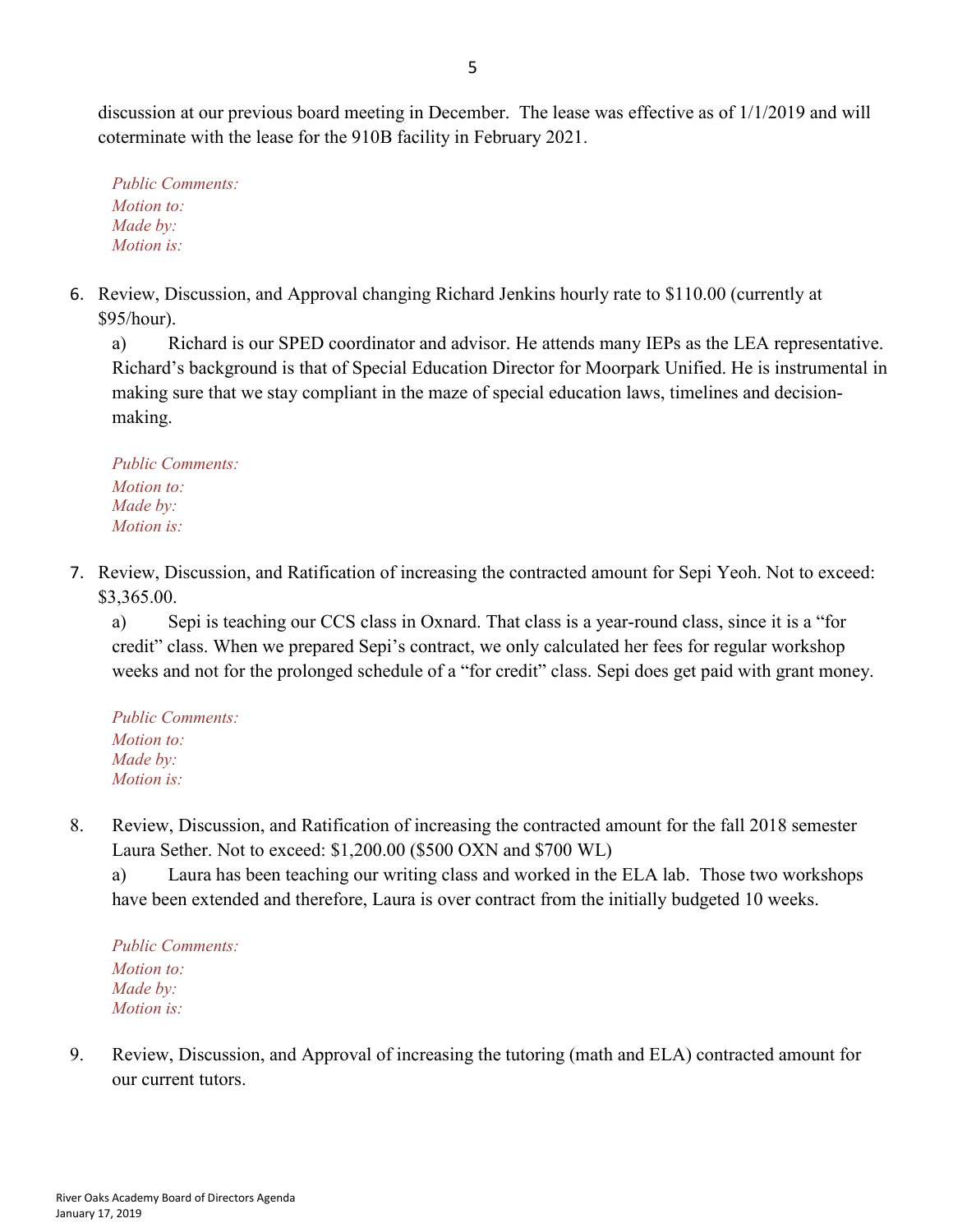discussion at our previous board meeting in December. The lease was effective as of 1/1/2019 and will coterminate with the lease for the 910B facility in February 2021.

*Public Comments:*
*Motion to:*
*Made by:*
*Motion is:*

6. Review, Discussion, and Approval changing Richard Jenkins hourly rate to $110.00 (currently at $95/hour).

   a) Richard is our SPED coordinator and advisor. He attends many IEPs as the LEA representative. Richard's background is that of Special Education Director for Moorpark Unified. He is instrumental in making sure that we stay compliant in the maze of special education laws, timelines and decision-making.

   *Public Comments:*
   *Motion to:*
   *Made by:*
   *Motion is:*

7. Review, Discussion, and Ratification of increasing the contracted amount for Sepi Yeoh. Not to exceed: $3,365.00.

   a) Sepi is teaching our CCS class in Oxnard. That class is a year-round class, since it is a "for credit" class. When we prepared Sepi's contract, we only calculated her fees for regular workshop weeks and not for the prolonged schedule of a "for credit" class. Sepi does get paid with grant money.

   *Public Comments:*
   *Motion to:*
   *Made by:*
   *Motion is:*

8. Review, Discussion, and Ratification of increasing the contracted amount for the fall 2018 semester Laura Sether. Not to exceed: $1,200.00 ($500 OXN and $700 WL)

   a) Laura has been teaching our writing class and worked in the ELA lab. Those two workshops have been extended and therefore, Laura is over contract from the initially budgeted 10 weeks.

   *Public Comments:*
   *Motion to:*
   *Made by:*
   *Motion is:*

9. Review, Discussion, and Approval of increasing the tutoring (math and ELA) contracted amount for our current tutors.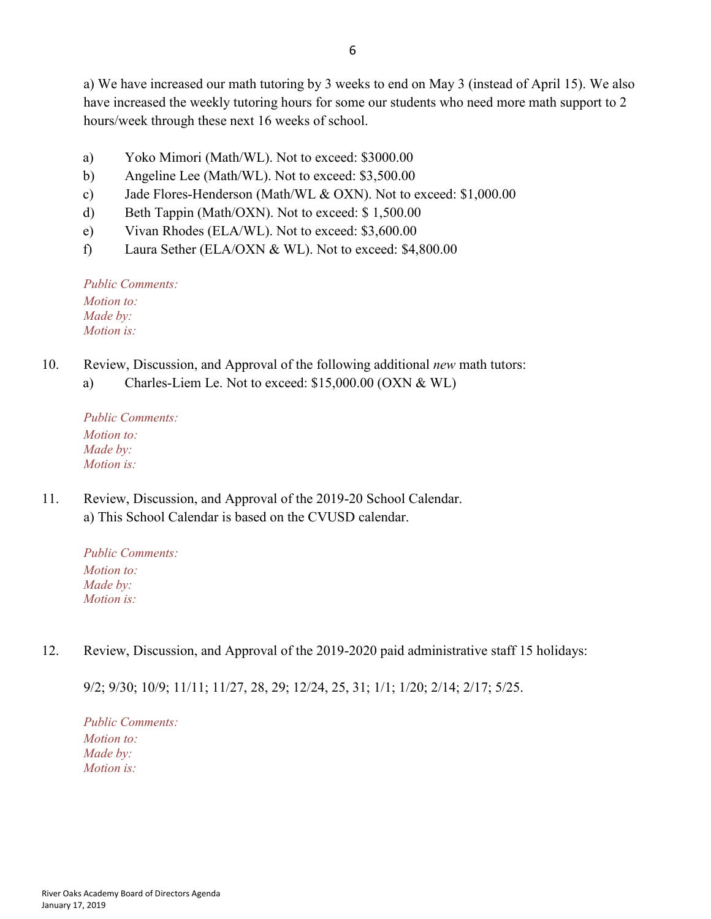a) We have increased our math tutoring by 3 weeks to end on May 3 (instead of April 15). We also have increased the weekly tutoring hours for some our students who need more math support to 2 hours/week through these next 16 weeks of school.

a) Yoko Mimori (Math/WL). Not to exceed: $3000.00
b) Angeline Lee (Math/WL). Not to exceed: $3,500.00
c) Jade Flores-Henderson (Math/WL & OXN). Not to exceed: $1,000.00
d) Beth Tappin (Math/OXN). Not to exceed: $ 1,500.00
e) Vivan Rhodes (ELA/WL). Not to exceed: $3,600.00
f) Laura Sether (ELA/OXN & WL). Not to exceed: $4,800.00

*Public Comments:*
*Motion to:*
*Made by:*
*Motion is:*

10. Review, Discussion, and Approval of the following additional *new* math tutors:
    a) Charles-Liem Le. Not to exceed: $15,000.00 (OXN & WL)

*Public Comments:*
*Motion to:*
*Made by:*
*Motion is:*

11. Review, Discussion, and Approval of the 2019-20 School Calendar.
    a) This School Calendar is based on the CVUSD calendar.

*Public Comments:*
*Motion to:*
*Made by:*
*Motion is:*

12. Review, Discussion, and Approval of the 2019-2020 paid administrative staff 15 holidays:

    9/2; 9/30; 10/9; 11/11; 11/27, 28, 29; 12/24, 25, 31; 1/1; 1/20; 2/14; 2/17; 5/25.

*Public Comments:*
*Motion to:*
*Made by:*
*Motion is:*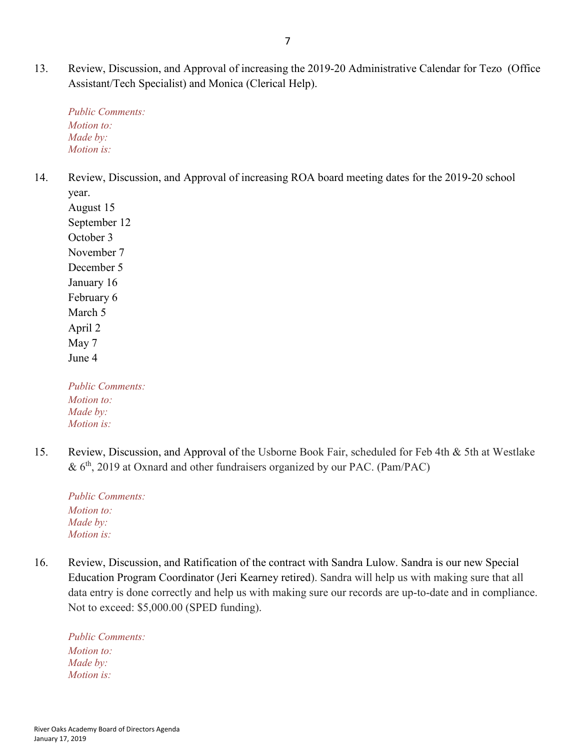13. Review, Discussion, and Approval of increasing the 2019-20 Administrative Calendar for Tezo (Office Assistant/Tech Specialist) and Monica (Clerical Help).

    *Public Comments:*
    *Motion to:*
    *Made by:*
    *Motion is:*

14. Review, Discussion, and Approval of increasing ROA board meeting dates for the 2019-20 school year.
    August 15
    September 12
    October 3
    November 7
    December 5
    January 16
    February 6
    March 5
    April 2
    May 7
    June 4

    *Public Comments:*
    *Motion to:*
    *Made by:*
    *Motion is:*

15. Review, Discussion, and Approval of the Usborne Book Fair, scheduled for Feb 4th & 5th at Westlake & 6th, 2019 at Oxnard and other fundraisers organized by our PAC. (Pam/PAC)

    *Public Comments:*
    *Motion to:*
    *Made by:*
    *Motion is:*

16. Review, Discussion, and Ratification of the contract with Sandra Lulow. Sandra is our new Special Education Program Coordinator (Jeri Kearney retired). Sandra will help us with making sure that all data entry is done correctly and help us with making sure our records are up-to-date and in compliance. Not to exceed: $5,000.00 (SPED funding).

    *Public Comments:*
    *Motion to:*
    *Made by:*
    *Motion is:*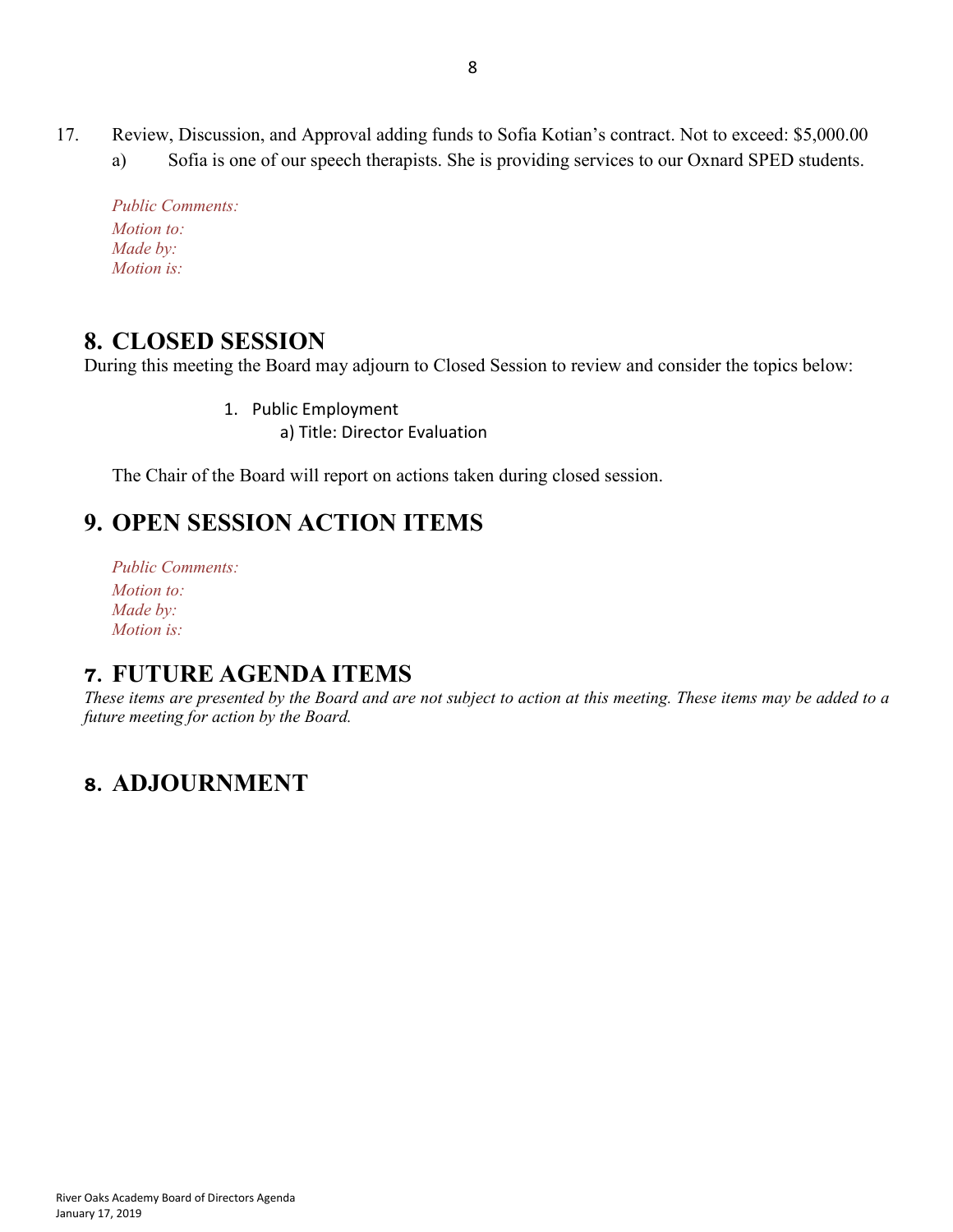17. Review, Discussion, and Approval adding funds to Sofia Kotian's contract. Not to exceed: $5,000.00
    a) Sofia is one of our speech therapists. She is providing services to our Oxnard SPED students.

*Public Comments:*
*Motion to:*
*Made by:*
*Motion is:*

## 8. CLOSED SESSION

During this meeting the Board may adjourn to Closed Session to review and consider the topics below:

1. Public Employment
   a) Title: Director Evaluation

The Chair of the Board will report on actions taken during closed session.

## 9. OPEN SESSION ACTION ITEMS

*Public Comments:*
*Motion to:*
*Made by:*
*Motion is:*

## 7. FUTURE AGENDA ITEMS

*These items are presented by the Board and are not subject to action at this meeting. These items may be added to a future meeting for action by the Board.*

## 8. ADJOURNMENT